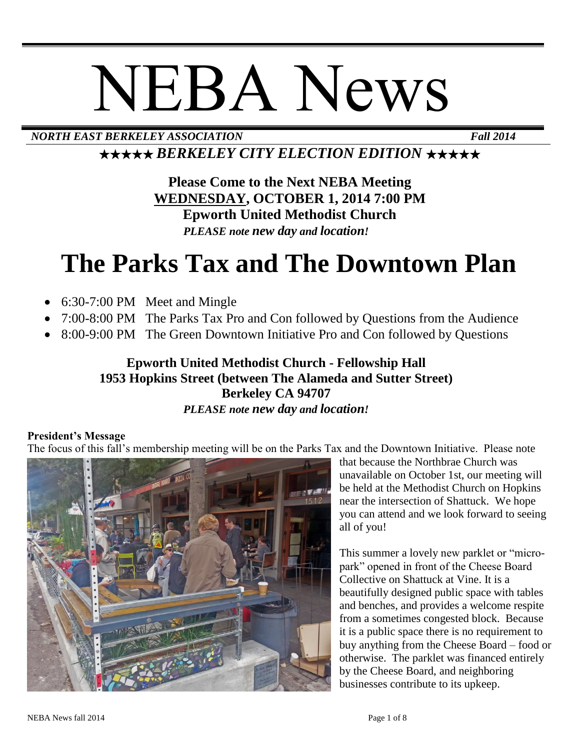# NEBA News

***NORTH EAST BERKELEY ASSOCIATION*** ***Fall 2014***

***★★★★★ BERKELEY CITY ELECTION EDITION ★★★★★***

**Please Come to the Next NEBA Meeting**
**WEDNESDAY, OCTOBER 1, 2014 7:00 PM**
**Epworth United Methodist Church**
***PLEASE note new day and location!***

# The Parks Tax and The Downtown Plan

- 6:30-7:00 PM Meet and Mingle
- 7:00-8:00 PM The Parks Tax Pro and Con followed by Questions from the Audience
- 8:00-9:00 PM The Green Downtown Initiative Pro and Con followed by Questions

**Epworth United Methodist Church - Fellowship Hall**
**1953 Hopkins Street (between The Alameda and Sutter Street)**
**Berkeley CA 94707**
***PLEASE note new day and location!***

**President's Message**

The focus of this fall's membership meeting will be on the Parks Tax and the Downtown Initiative. Please note that because the Northbrae Church was unavailable on October 1st, our meeting will be held at the Methodist Church on Hopkins near the intersection of Shattuck. We hope you can attend and we look forward to seeing all of you!

This summer a lovely new parklet or "micro-park" opened in front of the Cheese Board Collective on Shattuck at Vine. It is a beautifully designed public space with tables and benches, and provides a welcome respite from a sometimes congested block. Because it is a public space there is no requirement to buy anything from the Cheese Board – food or otherwise. The parklet was financed entirely by the Cheese Board, and neighboring businesses contribute to its upkeep.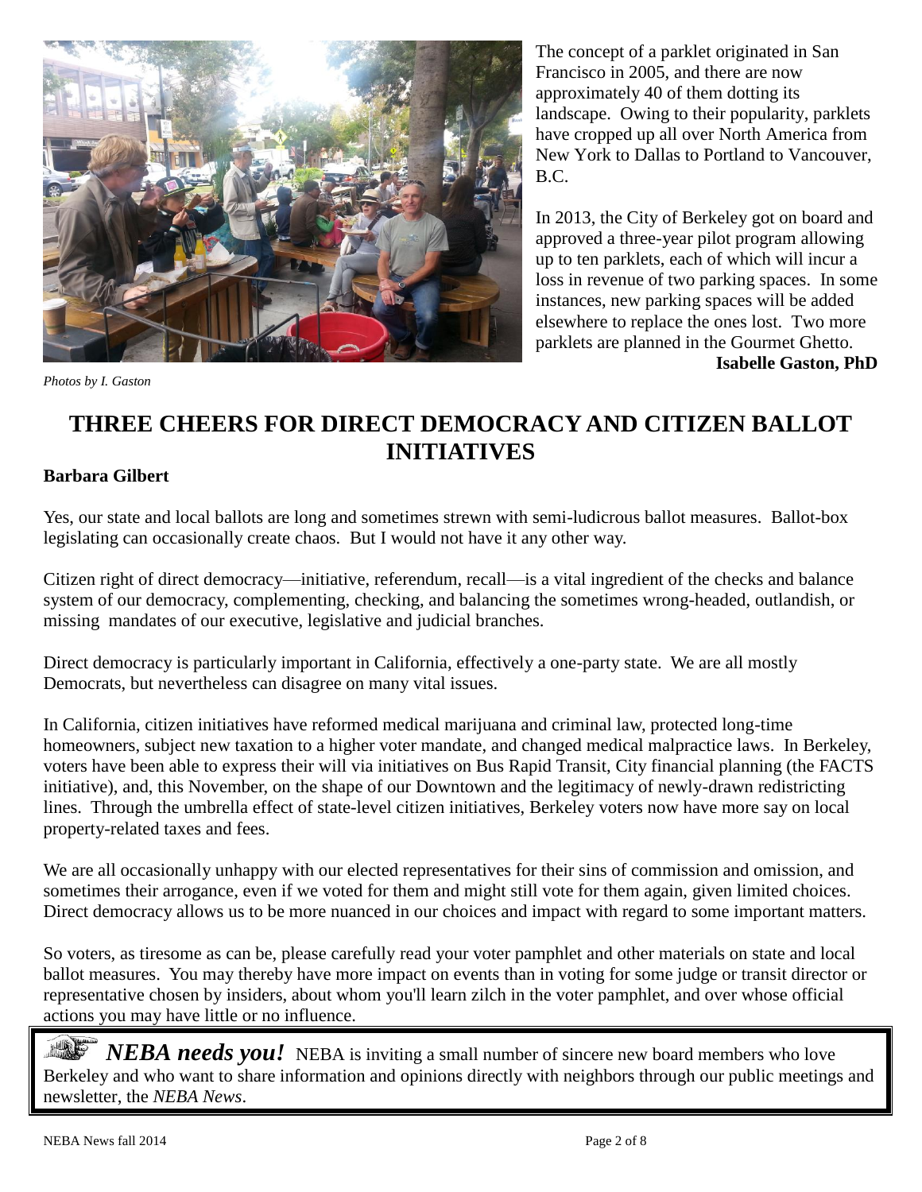The concept of a parklet originated in San Francisco in 2005, and there are now approximately 40 of them dotting its landscape. Owing to their popularity, parklets have cropped up all over North America from New York to Dallas to Portland to Vancouver, B.C.

In 2013, the City of Berkeley got on board and approved a three-year pilot program allowing up to ten parklets, each of which will incur a loss in revenue of two parking spaces. In some instances, new parking spaces will be added elsewhere to replace the ones lost. Two more parklets are planned in the Gourmet Ghetto.

**Isabelle Gaston, PhD**

*Photos by I. Gaston*

# THREE CHEERS FOR DIRECT DEMOCRACY AND CITIZEN BALLOT INITIATIVES

**Barbara Gilbert**

Yes, our state and local ballots are long and sometimes strewn with semi-ludicrous ballot measures. Ballot-box legislating can occasionally create chaos. But I would not have it any other way.

Citizen right of direct democracy—initiative, referendum, recall—is a vital ingredient of the checks and balance system of our democracy, complementing, checking, and balancing the sometimes wrong-headed, outlandish, or missing mandates of our executive, legislative and judicial branches.

Direct democracy is particularly important in California, effectively a one-party state. We are all mostly Democrats, but nevertheless can disagree on many vital issues.

In California, citizen initiatives have reformed medical marijuana and criminal law, protected long-time homeowners, subject new taxation to a higher voter mandate, and changed medical malpractice laws. In Berkeley, voters have been able to express their will via initiatives on Bus Rapid Transit, City financial planning (the FACTS initiative), and, this November, on the shape of our Downtown and the legitimacy of newly-drawn redistricting lines. Through the umbrella effect of state-level citizen initiatives, Berkeley voters now have more say on local property-related taxes and fees.

We are all occasionally unhappy with our elected representatives for their sins of commission and omission, and sometimes their arrogance, even if we voted for them and might still vote for them again, given limited choices. Direct democracy allows us to be more nuanced in our choices and impact with regard to some important matters.

So voters, as tiresome as can be, please carefully read your voter pamphlet and other materials on state and local ballot measures. You may thereby have more impact on events than in voting for some judge or transit director or representative chosen by insiders, about whom you'll learn zilch in the voter pamphlet, and over whose official actions you may have little or no influence.

***NEBA needs you!*** NEBA is inviting a small number of sincere new board members who love Berkeley and who want to share information and opinions directly with neighbors through our public meetings and newsletter, the *NEBA News*.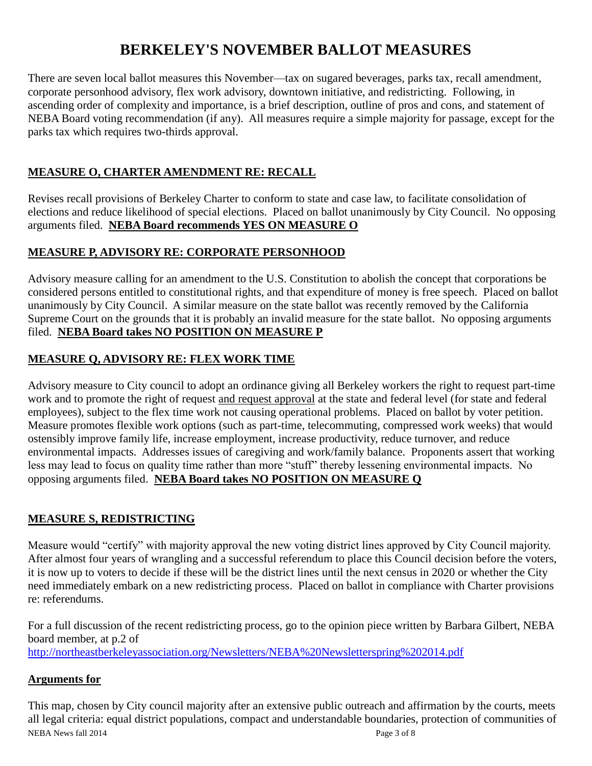# BERKELEY'S NOVEMBER BALLOT MEASURES

There are seven local ballot measures this November—tax on sugared beverages, parks tax, recall amendment, corporate personhood advisory, flex work advisory, downtown initiative, and redistricting. Following, in ascending order of complexity and importance, is a brief description, outline of pros and cons, and statement of NEBA Board voting recommendation (if any). All measures require a simple majority for passage, except for the parks tax which requires two-thirds approval.

## MEASURE O, CHARTER AMENDMENT RE: RECALL

Revises recall provisions of Berkeley Charter to conform to state and case law, to facilitate consolidation of elections and reduce likelihood of special elections. Placed on ballot unanimously by City Council. No opposing arguments filed. **NEBA Board recommends YES ON MEASURE O**

## MEASURE P, ADVISORY RE: CORPORATE PERSONHOOD

Advisory measure calling for an amendment to the U.S. Constitution to abolish the concept that corporations be considered persons entitled to constitutional rights, and that expenditure of money is free speech. Placed on ballot unanimously by City Council. A similar measure on the state ballot was recently removed by the California Supreme Court on the grounds that it is probably an invalid measure for the state ballot. No opposing arguments filed. **NEBA Board takes NO POSITION ON MEASURE P**

## MEASURE Q, ADVISORY RE: FLEX WORK TIME

Advisory measure to City council to adopt an ordinance giving all Berkeley workers the right to request part-time work and to promote the right of request and request approval at the state and federal level (for state and federal employees), subject to the flex time work not causing operational problems. Placed on ballot by voter petition. Measure promotes flexible work options (such as part-time, telecommuting, compressed work weeks) that would ostensibly improve family life, increase employment, increase productivity, reduce turnover, and reduce environmental impacts. Addresses issues of caregiving and work/family balance. Proponents assert that working less may lead to focus on quality time rather than more "stuff" thereby lessening environmental impacts. No opposing arguments filed. **NEBA Board takes NO POSITION ON MEASURE Q**

## MEASURE S, REDISTRICTING

Measure would "certify" with majority approval the new voting district lines approved by City Council majority. After almost four years of wrangling and a successful referendum to place this Council decision before the voters, it is now up to voters to decide if these will be the district lines until the next census in 2020 or whether the City need immediately embark on a new redistricting process. Placed on ballot in compliance with Charter provisions re: referendums.

For a full discussion of the recent redistricting process, go to the opinion piece written by Barbara Gilbert, NEBA board member, at p.2 of
http://northeastberkeleyassociation.org/Newsletters/NEBA%20Newsletterspring%202014.pdf

### Arguments for

This map, chosen by City council majority after an extensive public outreach and affirmation by the courts, meets all legal criteria: equal district populations, compact and understandable boundaries, protection of communities of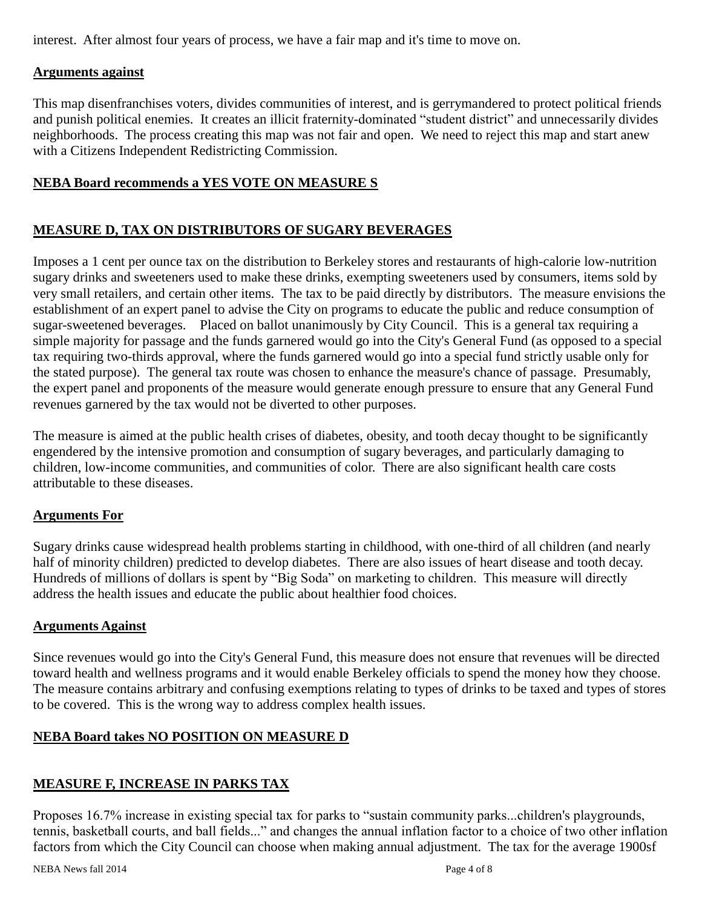interest. After almost four years of process, we have a fair map and it's time to move on.

**Arguments against**

This map disenfranchises voters, divides communities of interest, and is gerrymandered to protect political friends and punish political enemies. It creates an illicit fraternity-dominated "student district" and unnecessarily divides neighborhoods. The process creating this map was not fair and open. We need to reject this map and start anew with a Citizens Independent Redistricting Commission.

**NEBA Board recommends a YES VOTE ON MEASURE S**

## MEASURE D, TAX ON DISTRIBUTORS OF SUGARY BEVERAGES

Imposes a 1 cent per ounce tax on the distribution to Berkeley stores and restaurants of high-calorie low-nutrition sugary drinks and sweeteners used to make these drinks, exempting sweeteners used by consumers, items sold by very small retailers, and certain other items. The tax to be paid directly by distributors. The measure envisions the establishment of an expert panel to advise the City on programs to educate the public and reduce consumption of sugar-sweetened beverages. Placed on ballot unanimously by City Council. This is a general tax requiring a simple majority for passage and the funds garnered would go into the City's General Fund (as opposed to a special tax requiring two-thirds approval, where the funds garnered would go into a special fund strictly usable only for the stated purpose). The general tax route was chosen to enhance the measure's chance of passage. Presumably, the expert panel and proponents of the measure would generate enough pressure to ensure that any General Fund revenues garnered by the tax would not be diverted to other purposes.

The measure is aimed at the public health crises of diabetes, obesity, and tooth decay thought to be significantly engendered by the intensive promotion and consumption of sugary beverages, and particularly damaging to children, low-income communities, and communities of color. There are also significant health care costs attributable to these diseases.

**Arguments For**

Sugary drinks cause widespread health problems starting in childhood, with one-third of all children (and nearly half of minority children) predicted to develop diabetes. There are also issues of heart disease and tooth decay. Hundreds of millions of dollars is spent by "Big Soda" on marketing to children. This measure will directly address the health issues and educate the public about healthier food choices.

**Arguments Against**

Since revenues would go into the City's General Fund, this measure does not ensure that revenues will be directed toward health and wellness programs and it would enable Berkeley officials to spend the money how they choose. The measure contains arbitrary and confusing exemptions relating to types of drinks to be taxed and types of stores to be covered. This is the wrong way to address complex health issues.

**NEBA Board takes NO POSITION ON MEASURE D**

## MEASURE F, INCREASE IN PARKS TAX

Proposes 16.7% increase in existing special tax for parks to "sustain community parks...children's playgrounds, tennis, basketball courts, and ball fields..." and changes the annual inflation factor to a choice of two other inflation factors from which the City Council can choose when making annual adjustment. The tax for the average 1900sf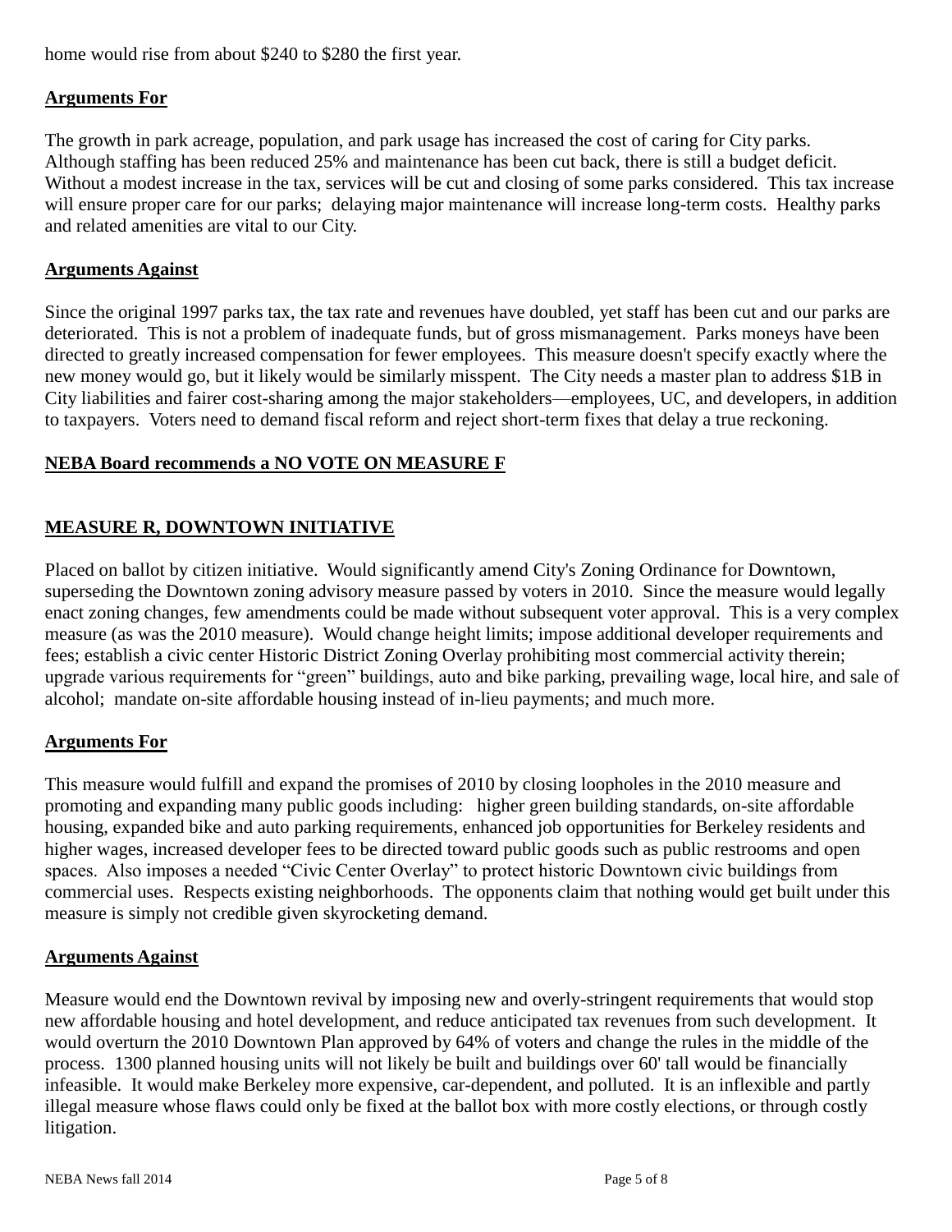home would rise from about $240 to $280 the first year.

**Arguments For**

The growth in park acreage, population, and park usage has increased the cost of caring for City parks. Although staffing has been reduced 25% and maintenance has been cut back, there is still a budget deficit. Without a modest increase in the tax, services will be cut and closing of some parks considered. This tax increase will ensure proper care for our parks; delaying major maintenance will increase long-term costs. Healthy parks and related amenities are vital to our City.

**Arguments Against**

Since the original 1997 parks tax, the tax rate and revenues have doubled, yet staff has been cut and our parks are deteriorated. This is not a problem of inadequate funds, but of gross mismanagement. Parks moneys have been directed to greatly increased compensation for fewer employees. This measure doesn't specify exactly where the new money would go, but it likely would be similarly misspent. The City needs a master plan to address $1B in City liabilities and fairer cost-sharing among the major stakeholders—employees, UC, and developers, in addition to taxpayers. Voters need to demand fiscal reform and reject short-term fixes that delay a true reckoning.

**NEBA Board recommends a NO VOTE ON MEASURE F**

## MEASURE R, DOWNTOWN INITIATIVE

Placed on ballot by citizen initiative. Would significantly amend City's Zoning Ordinance for Downtown, superseding the Downtown zoning advisory measure passed by voters in 2010. Since the measure would legally enact zoning changes, few amendments could be made without subsequent voter approval. This is a very complex measure (as was the 2010 measure). Would change height limits; impose additional developer requirements and fees; establish a civic center Historic District Zoning Overlay prohibiting most commercial activity therein; upgrade various requirements for "green" buildings, auto and bike parking, prevailing wage, local hire, and sale of alcohol; mandate on-site affordable housing instead of in-lieu payments; and much more.

**Arguments For**

This measure would fulfill and expand the promises of 2010 by closing loopholes in the 2010 measure and promoting and expanding many public goods including: higher green building standards, on-site affordable housing, expanded bike and auto parking requirements, enhanced job opportunities for Berkeley residents and higher wages, increased developer fees to be directed toward public goods such as public restrooms and open spaces. Also imposes a needed "Civic Center Overlay" to protect historic Downtown civic buildings from commercial uses. Respects existing neighborhoods. The opponents claim that nothing would get built under this measure is simply not credible given skyrocketing demand.

**Arguments Against**

Measure would end the Downtown revival by imposing new and overly-stringent requirements that would stop new affordable housing and hotel development, and reduce anticipated tax revenues from such development. It would overturn the 2010 Downtown Plan approved by 64% of voters and change the rules in the middle of the process. 1300 planned housing units will not likely be built and buildings over 60' tall would be financially infeasible. It would make Berkeley more expensive, car-dependent, and polluted. It is an inflexible and partly illegal measure whose flaws could only be fixed at the ballot box with more costly elections, or through costly litigation.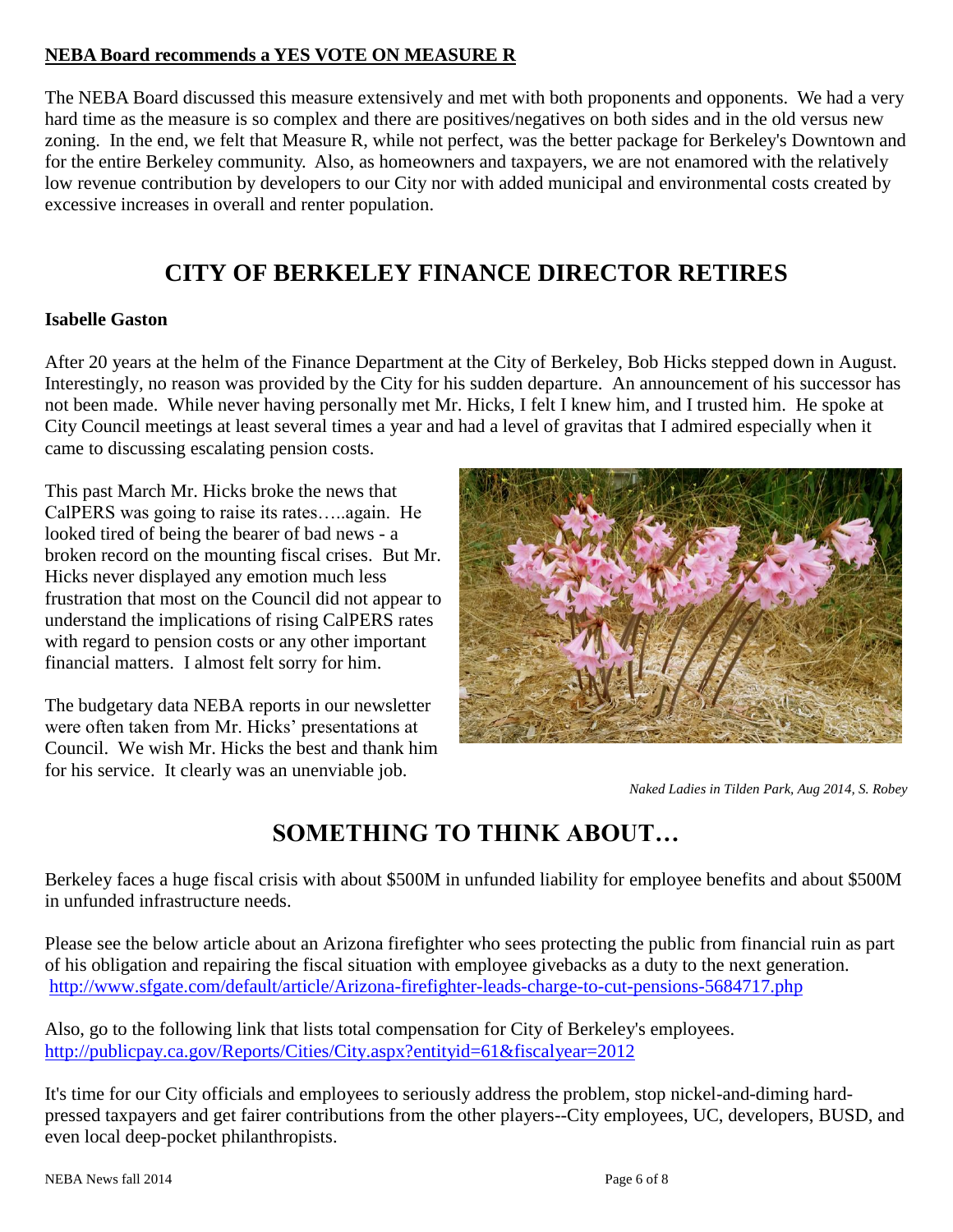**NEBA Board recommends a YES VOTE ON MEASURE R**

The NEBA Board discussed this measure extensively and met with both proponents and opponents. We had a very hard time as the measure is so complex and there are positives/negatives on both sides and in the old versus new zoning. In the end, we felt that Measure R, while not perfect, was the better package for Berkeley's Downtown and for the entire Berkeley community. Also, as homeowners and taxpayers, we are not enamored with the relatively low revenue contribution by developers to our City nor with added municipal and environmental costs created by excessive increases in overall and renter population.

# CITY OF BERKELEY FINANCE DIRECTOR RETIRES

**Isabelle Gaston**

After 20 years at the helm of the Finance Department at the City of Berkeley, Bob Hicks stepped down in August. Interestingly, no reason was provided by the City for his sudden departure. An announcement of his successor has not been made. While never having personally met Mr. Hicks, I felt I knew him, and I trusted him. He spoke at City Council meetings at least several times a year and had a level of gravitas that I admired especially when it came to discussing escalating pension costs.

This past March Mr. Hicks broke the news that CalPERS was going to raise its rates…..again. He looked tired of being the bearer of bad news - a broken record on the mounting fiscal crises. But Mr. Hicks never displayed any emotion much less frustration that most on the Council did not appear to understand the implications of rising CalPERS rates with regard to pension costs or any other important financial matters. I almost felt sorry for him.

The budgetary data NEBA reports in our newsletter were often taken from Mr. Hicks' presentations at Council. We wish Mr. Hicks the best and thank him for his service. It clearly was an unenviable job.

*Naked Ladies in Tilden Park, Aug 2014, S. Robey*

# SOMETHING TO THINK ABOUT…

Berkeley faces a huge fiscal crisis with about $500M in unfunded liability for employee benefits and about $500M in unfunded infrastructure needs.

Please see the below article about an Arizona firefighter who sees protecting the public from financial ruin as part of his obligation and repairing the fiscal situation with employee givebacks as a duty to the next generation.
http://www.sfgate.com/default/article/Arizona-firefighter-leads-charge-to-cut-pensions-5684717.php

Also, go to the following link that lists total compensation for City of Berkeley's employees.
http://publicpay.ca.gov/Reports/Cities/City.aspx?entityid=61&fiscalyear=2012

It's time for our City officials and employees to seriously address the problem, stop nickel-and-diming hard-pressed taxpayers and get fairer contributions from the other players--City employees, UC, developers, BUSD, and even local deep-pocket philanthropists.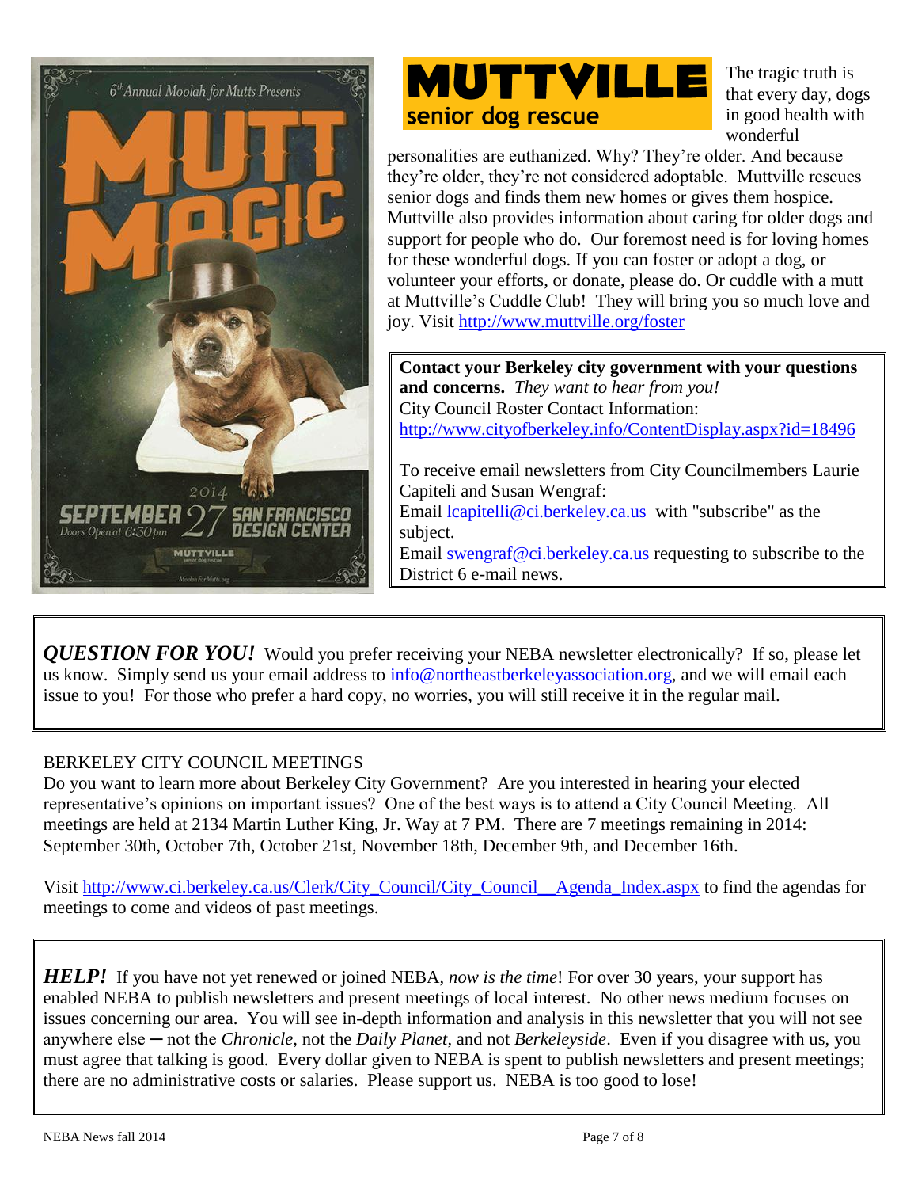6th Annual Moolah for Mutts Presents

MUTT MAGIC

2014 SEPTEMBER 27 Doors Open at 6:30pm SAN FRANCISCO DESIGN CENTER

MUTTVILLE senior dog rescue

MoolahForMutts.org

**MUTTVILLE senior dog rescue**

The tragic truth is that every day, dogs in good health with wonderful personalities are euthanized. Why? They're older. And because they're older, they're not considered adoptable. Muttville rescues senior dogs and finds them new homes or gives them hospice. Muttville also provides information about caring for older dogs and support for people who do. Our foremost need is for loving homes for these wonderful dogs. If you can foster or adopt a dog, or volunteer your efforts, or donate, please do. Or cuddle with a mutt at Muttville's Cuddle Club! They will bring you so much love and joy. Visit http://www.muttville.org/foster

**Contact your Berkeley city government with your questions and concerns.** *They want to hear from you!*
City Council Roster Contact Information:
http://www.cityofberkeley.info/ContentDisplay.aspx?id=18496

To receive email newsletters from City Councilmembers Laurie Capiteli and Susan Wengraf:
Email lcapitelli@ci.berkeley.ca.us with "subscribe" as the subject.
Email swengraf@ci.berkeley.ca.us requesting to subscribe to the District 6 e-mail news.

***QUESTION FOR YOU!*** Would you prefer receiving your NEBA newsletter electronically? If so, please let us know. Simply send us your email address to info@northeastberkeleyassociation.org, and we will email each issue to you! For those who prefer a hard copy, no worries, you will still receive it in the regular mail.

BERKELEY CITY COUNCIL MEETINGS

Do you want to learn more about Berkeley City Government? Are you interested in hearing your elected representative's opinions on important issues? One of the best ways is to attend a City Council Meeting. All meetings are held at 2134 Martin Luther King, Jr. Way at 7 PM. There are 7 meetings remaining in 2014: September 30th, October 7th, October 21st, November 18th, December 9th, and December 16th.

Visit http://www.ci.berkeley.ca.us/Clerk/City_Council/City_Council__Agenda_Index.aspx to find the agendas for meetings to come and videos of past meetings.

***HELP!*** If you have not yet renewed or joined NEBA, *now is the time*! For over 30 years, your support has enabled NEBA to publish newsletters and present meetings of local interest. No other news medium focuses on issues concerning our area. You will see in-depth information and analysis in this newsletter that you will not see anywhere else ─ not the *Chronicle*, not the *Daily Planet*, and not *Berkeleyside*. Even if you disagree with us, you must agree that talking is good. Every dollar given to NEBA is spent to publish newsletters and present meetings; there are no administrative costs or salaries. Please support us. NEBA is too good to lose!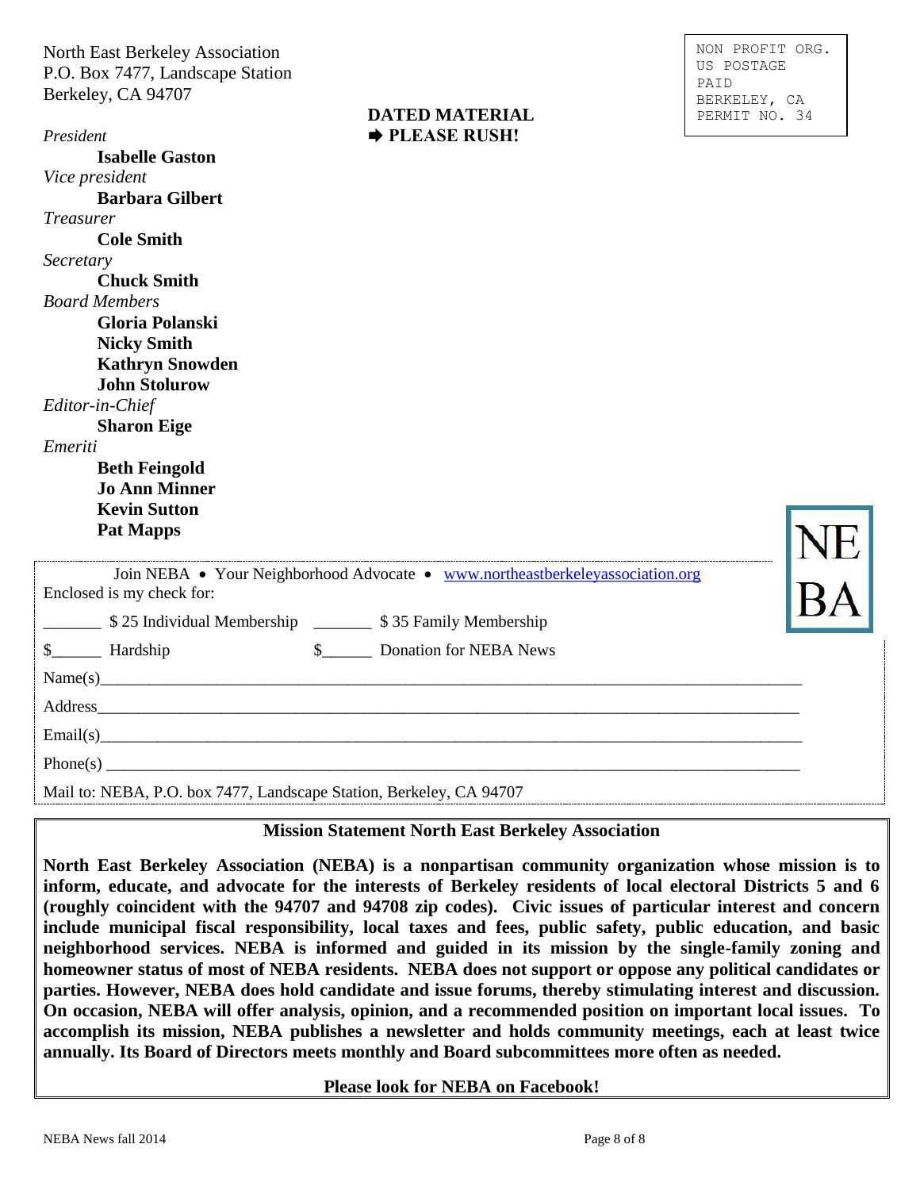North East Berkeley Association
P.O. Box 7477, Landscape Station
Berkeley, CA 94707

NON PROFIT ORG.
US POSTAGE
PAID
BERKELEY, CA
PERMIT NO. 34

**DATED MATERIAL**
**➡ PLEASE RUSH!**

*President*
**Isabelle Gaston**
*Vice president*
**Barbara Gilbert**
*Treasurer*
**Cole Smith**
*Secretary*
**Chuck Smith**
*Board Members*
**Gloria Polanski**
**Nicky Smith**
**Kathryn Snowden**
**John Stolurow**
*Editor-in-Chief*
**Sharon Eige**
*Emeriti*
**Beth Feingold**
**Jo Ann Minner**
**Kevin Sutton**
**Pat Mapps**

NE BA

Join NEBA • Your Neighborhood Advocate • www.northeastberkeleyassociation.org

Enclosed is my check for:

_______ $ 25 Individual Membership _______ $ 35 Family Membership

$______ Hardship $______ Donation for NEBA News

Name(s)_______________________________________________

Address_______________________________________________

Email(s)_______________________________________________

Phone(s) _______________________________________________

Mail to: NEBA, P.O. box 7477, Landscape Station, Berkeley, CA 94707

**Mission Statement North East Berkeley Association**

**North East Berkeley Association (NEBA) is a nonpartisan community organization whose mission is to inform, educate, and advocate for the interests of Berkeley residents of local electoral Districts 5 and 6 (roughly coincident with the 94707 and 94708 zip codes). Civic issues of particular interest and concern include municipal fiscal responsibility, local taxes and fees, public safety, public education, and basic neighborhood services. NEBA is informed and guided in its mission by the single-family zoning and homeowner status of most of NEBA residents. NEBA does not support or oppose any political candidates or parties. However, NEBA does hold candidate and issue forums, thereby stimulating interest and discussion. On occasion, NEBA will offer analysis, opinion, and a recommended position on important local issues. To accomplish its mission, NEBA publishes a newsletter and holds community meetings, each at least twice annually. Its Board of Directors meets monthly and Board subcommittees more often as needed.**

**Please look for NEBA on Facebook!**